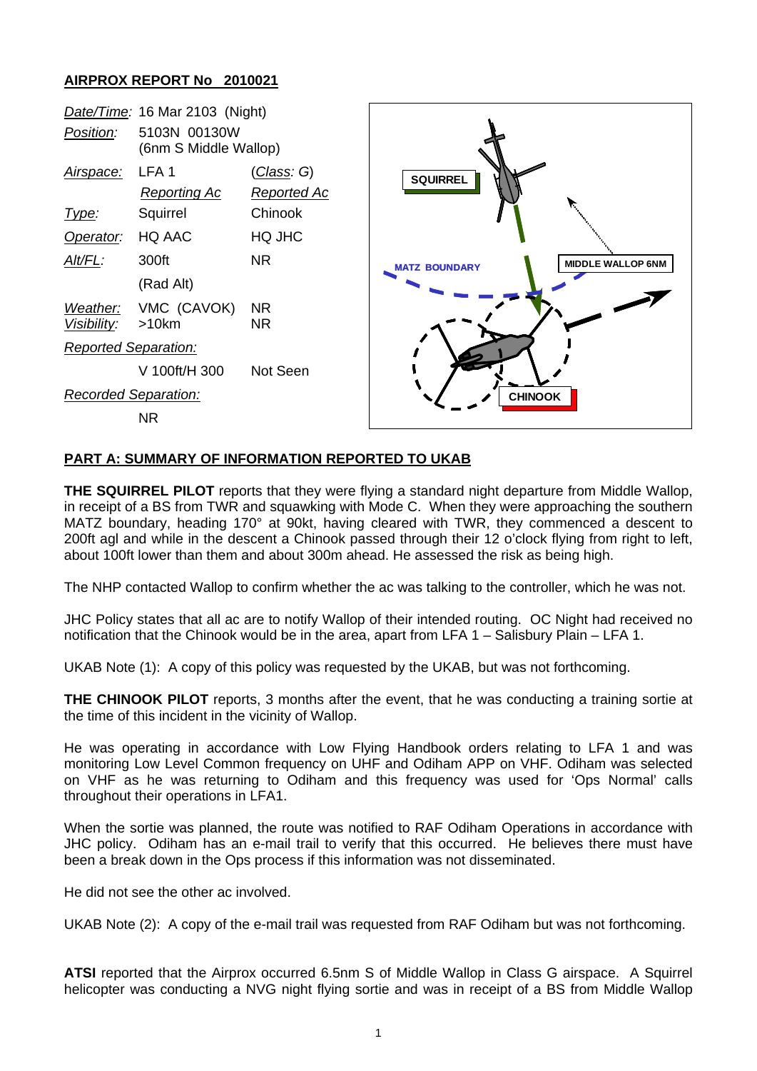## AIRPROX REPORT No 2010021

| | | |
|---|---|---|
| *Date/Time:* | 16 Mar 2103 (Night) | |
| *Position:* | 5103N 00130W (6nm S Middle Wallop) | |
| *Airspace:* | LFA 1 | (*Class: G*) |
| | *Reporting Ac* | *Reported Ac* |
| *Type:* | Squirrel | Chinook |
| *Operator:* | HQ AAC | HQ JHC |
| *Alt/FL:* | 300ft (Rad Alt) | NR |
| *Weather:* | VMC (CAVOK) | NR |
| *Visibility:* | >10km | NR |
| *Reported Separation:* | | |
| | V 100ft/H 300 | Not Seen |
| *Recorded Separation:* | | |
| | NR | |

### PART A: SUMMARY OF INFORMATION REPORTED TO UKAB

**THE SQUIRREL PILOT** reports that they were flying a standard night departure from Middle Wallop, in receipt of a BS from TWR and squawking with Mode C. When they were approaching the southern MATZ boundary, heading 170° at 90kt, having cleared with TWR, they commenced a descent to 200ft agl and while in the descent a Chinook passed through their 12 o'clock flying from right to left, about 100ft lower than them and about 300m ahead. He assessed the risk as being high.

The NHP contacted Wallop to confirm whether the ac was talking to the controller, which he was not.

JHC Policy states that all ac are to notify Wallop of their intended routing. OC Night had received no notification that the Chinook would be in the area, apart from LFA 1 – Salisbury Plain – LFA 1.

UKAB Note (1): A copy of this policy was requested by the UKAB, but was not forthcoming.

**THE CHINOOK PILOT** reports, 3 months after the event, that he was conducting a training sortie at the time of this incident in the vicinity of Wallop.

He was operating in accordance with Low Flying Handbook orders relating to LFA 1 and was monitoring Low Level Common frequency on UHF and Odiham APP on VHF. Odiham was selected on VHF as he was returning to Odiham and this frequency was used for 'Ops Normal' calls throughout their operations in LFA1.

When the sortie was planned, the route was notified to RAF Odiham Operations in accordance with JHC policy. Odiham has an e-mail trail to verify that this occurred. He believes there must have been a break down in the Ops process if this information was not disseminated.

He did not see the other ac involved.

UKAB Note (2): A copy of the e-mail trail was requested from RAF Odiham but was not forthcoming.

**ATSI** reported that the Airprox occurred 6.5nm S of Middle Wallop in Class G airspace. A Squirrel helicopter was conducting a NVG night flying sortie and was in receipt of a BS from Middle Wallop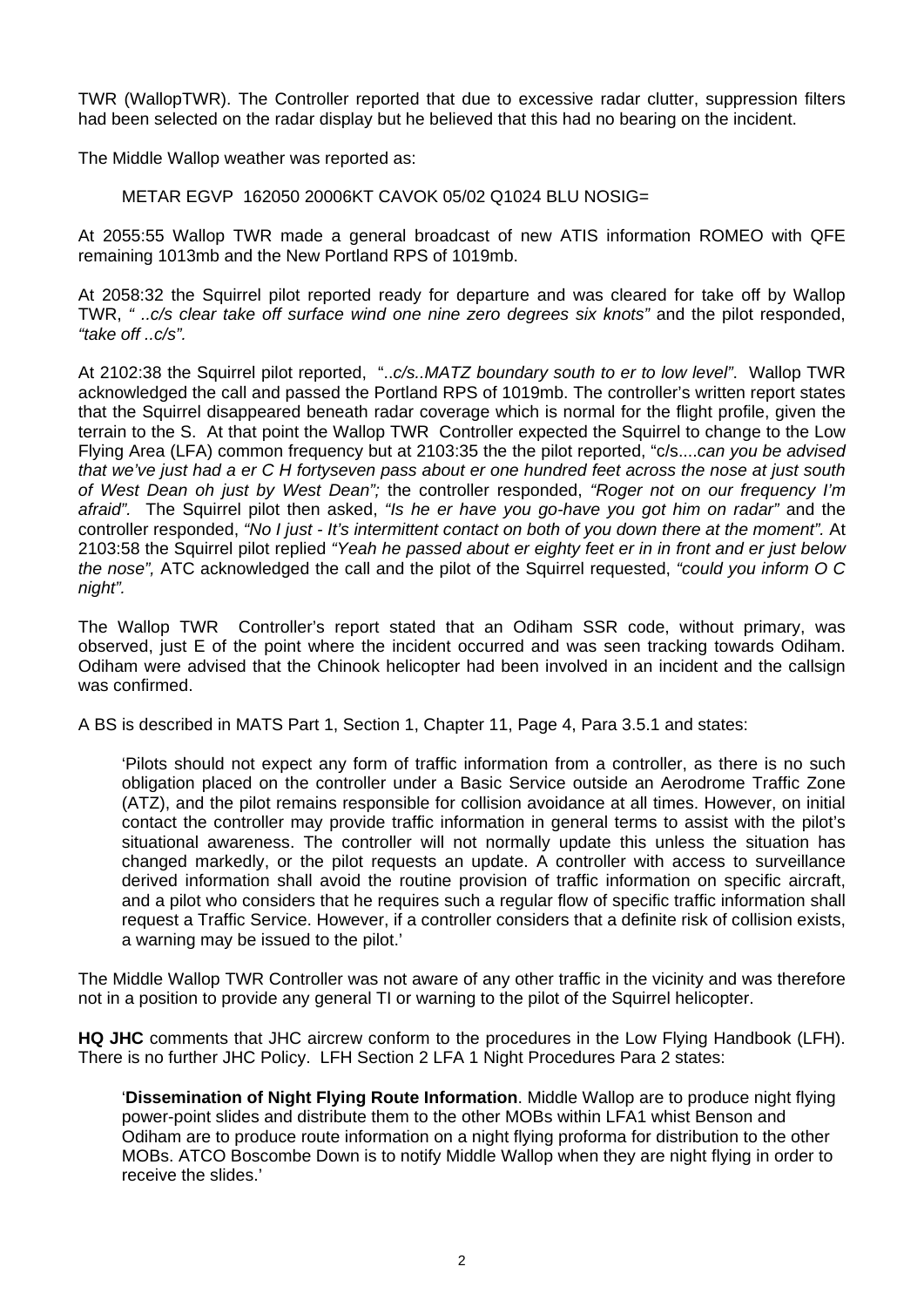TWR (WallopTWR). The Controller reported that due to excessive radar clutter, suppression filters had been selected on the radar display but he believed that this had no bearing on the incident.

The Middle Wallop weather was reported as:

METAR EGVP 162050 20006KT CAVOK 05/02 Q1024 BLU NOSIG=

At 2055:55 Wallop TWR made a general broadcast of new ATIS information ROMEO with QFE remaining 1013mb and the New Portland RPS of 1019mb.

At 2058:32 the Squirrel pilot reported ready for departure and was cleared for take off by Wallop TWR, *" ..c/s clear take off surface wind one nine zero degrees six knots"* and the pilot responded, *"take off ..c/s"*.

At 2102:38 the Squirrel pilot reported, "*..c/s..MATZ boundary south to er to low level"*. Wallop TWR acknowledged the call and passed the Portland RPS of 1019mb. The controller's written report states that the Squirrel disappeared beneath radar coverage which is normal for the flight profile, given the terrain to the S. At that point the Wallop TWR Controller expected the Squirrel to change to the Low Flying Area (LFA) common frequency but at 2103:35 the the pilot reported, "c/s....*can you be advised that we've just had a er C H fortyseven pass about er one hundred feet across the nose at just south of West Dean oh just by West Dean";* the controller responded, *"Roger not on our frequency I'm afraid"*. The Squirrel pilot then asked, *"Is he er have you go-have you got him on radar"* and the controller responded, *"No I just - It's intermittent contact on both of you down there at the moment"*. At 2103:58 the Squirrel pilot replied *"Yeah he passed about er eighty feet er in in front and er just below the nose",* ATC acknowledged the call and the pilot of the Squirrel requested, *"could you inform O C night"*.

The Wallop TWR Controller's report stated that an Odiham SSR code, without primary, was observed, just E of the point where the incident occurred and was seen tracking towards Odiham. Odiham were advised that the Chinook helicopter had been involved in an incident and the callsign was confirmed.

A BS is described in MATS Part 1, Section 1, Chapter 11, Page 4, Para 3.5.1 and states:

> 'Pilots should not expect any form of traffic information from a controller, as there is no such obligation placed on the controller under a Basic Service outside an Aerodrome Traffic Zone (ATZ), and the pilot remains responsible for collision avoidance at all times. However, on initial contact the controller may provide traffic information in general terms to assist with the pilot's situational awareness. The controller will not normally update this unless the situation has changed markedly, or the pilot requests an update. A controller with access to surveillance derived information shall avoid the routine provision of traffic information on specific aircraft, and a pilot who considers that he requires such a regular flow of specific traffic information shall request a Traffic Service. However, if a controller considers that a definite risk of collision exists, a warning may be issued to the pilot.'

The Middle Wallop TWR Controller was not aware of any other traffic in the vicinity and was therefore not in a position to provide any general TI or warning to the pilot of the Squirrel helicopter.

**HQ JHC** comments that JHC aircrew conform to the procedures in the Low Flying Handbook (LFH). There is no further JHC Policy. LFH Section 2 LFA 1 Night Procedures Para 2 states:

> '**Dissemination of Night Flying Route Information**. Middle Wallop are to produce night flying power-point slides and distribute them to the other MOBs within LFA1 whist Benson and Odiham are to produce route information on a night flying proforma for distribution to the other MOBs. ATCO Boscombe Down is to notify Middle Wallop when they are night flying in order to receive the slides.'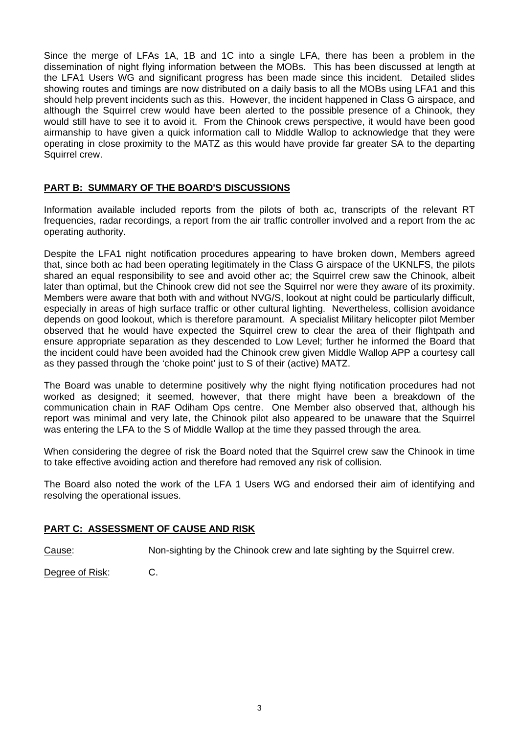Since the merge of LFAs 1A, 1B and 1C into a single LFA, there has been a problem in the dissemination of night flying information between the MOBs. This has been discussed at length at the LFA1 Users WG and significant progress has been made since this incident. Detailed slides showing routes and timings are now distributed on a daily basis to all the MOBs using LFA1 and this should help prevent incidents such as this. However, the incident happened in Class G airspace, and although the Squirrel crew would have been alerted to the possible presence of a Chinook, they would still have to see it to avoid it. From the Chinook crews perspective, it would have been good airmanship to have given a quick information call to Middle Wallop to acknowledge that they were operating in close proximity to the MATZ as this would have provide far greater SA to the departing Squirrel crew.

## PART B: SUMMARY OF THE BOARD'S DISCUSSIONS

Information available included reports from the pilots of both ac, transcripts of the relevant RT frequencies, radar recordings, a report from the air traffic controller involved and a report from the ac operating authority.

Despite the LFA1 night notification procedures appearing to have broken down, Members agreed that, since both ac had been operating legitimately in the Class G airspace of the UKNLFS, the pilots shared an equal responsibility to see and avoid other ac; the Squirrel crew saw the Chinook, albeit later than optimal, but the Chinook crew did not see the Squirrel nor were they aware of its proximity. Members were aware that both with and without NVG/S, lookout at night could be particularly difficult, especially in areas of high surface traffic or other cultural lighting. Nevertheless, collision avoidance depends on good lookout, which is therefore paramount. A specialist Military helicopter pilot Member observed that he would have expected the Squirrel crew to clear the area of their flightpath and ensure appropriate separation as they descended to Low Level; further he informed the Board that the incident could have been avoided had the Chinook crew given Middle Wallop APP a courtesy call as they passed through the 'choke point' just to S of their (active) MATZ.

The Board was unable to determine positively why the night flying notification procedures had not worked as designed; it seemed, however, that there might have been a breakdown of the communication chain in RAF Odiham Ops centre. One Member also observed that, although his report was minimal and very late, the Chinook pilot also appeared to be unaware that the Squirrel was entering the LFA to the S of Middle Wallop at the time they passed through the area.

When considering the degree of risk the Board noted that the Squirrel crew saw the Chinook in time to take effective avoiding action and therefore had removed any risk of collision.

The Board also noted the work of the LFA 1 Users WG and endorsed their aim of identifying and resolving the operational issues.

## PART C: ASSESSMENT OF CAUSE AND RISK

Cause: Non-sighting by the Chinook crew and late sighting by the Squirrel crew.

Degree of Risk: C.